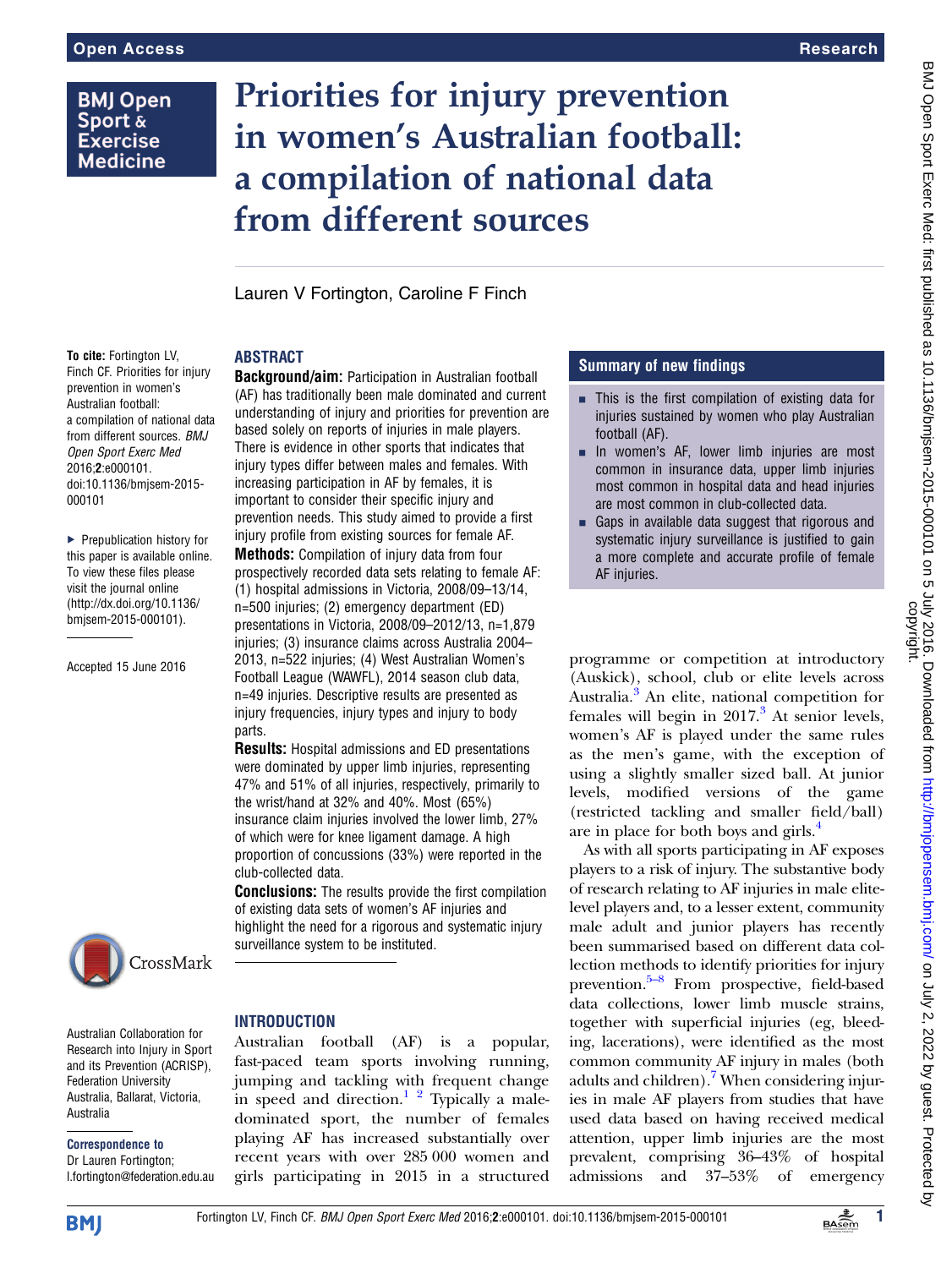Open Access | Research

# Priorities for injury prevention in women's Australian football: a compilation of national data from different sources

Lauren V Fortington, Caroline F Finch

**To cite:** Fortington LV, Finch CF. Priorities for injury prevention in women's Australian football: a compilation of national data from different sources. *BMJ Open Sport Exerc Med* 2016;**2**:e000101. doi:10.1136/bmjsem-2015-000101

▸ Prepublication history for this paper is available online. To view these files please visit the journal online (http://dx.doi.org/10.1136/bmjsem-2015-000101).

Accepted 15 June 2016

Australian Collaboration for Research into Injury in Sport and its Prevention (ACRISP), Federation University Australia, Ballarat, Victoria, Australia

**Correspondence to**
Dr Lauren Fortington;
l.fortington@federation.edu.au

## ABSTRACT

**Background/aim:** Participation in Australian football (AF) has traditionally been male dominated and current understanding of injury and priorities for prevention are based solely on reports of injuries in male players. There is evidence in other sports that indicates that injury types differ between males and females. With increasing participation in AF by females, it is important to consider their specific injury and prevention needs. This study aimed to provide a first injury profile from existing sources for female AF.

**Methods:** Compilation of injury data from four prospectively recorded data sets relating to female AF: (1) hospital admissions in Victoria, 2008/09–13/14, n=500 injuries; (2) emergency department (ED) presentations in Victoria, 2008/09–2012/13, n=1,879 injuries; (3) insurance claims across Australia 2004–2013, n=522 injuries; (4) West Australian Women's Football League (WAWFL), 2014 season club data, n=49 injuries. Descriptive results are presented as injury frequencies, injury types and injury to body parts.

**Results:** Hospital admissions and ED presentations were dominated by upper limb injuries, representing 47% and 51% of all injuries, respectively, primarily to the wrist/hand at 32% and 40%. Most (65%) insurance claim injuries involved the lower limb, 27% of which were for knee ligament damage. A high proportion of concussions (33%) were reported in the club-collected data.

**Conclusions:** The results provide the first compilation of existing data sets of women's AF injuries and highlight the need for a rigorous and systematic injury surveillance system to be instituted.

## Summary of new findings

- This is the first compilation of existing data for injuries sustained by women who play Australian football (AF).
- In women's AF, lower limb injuries are most common in insurance data, upper limb injuries most common in hospital data and head injuries are most common in club-collected data.
- Gaps in available data suggest that rigorous and systematic injury surveillance is justified to gain a more complete and accurate profile of female AF injuries.

## INTRODUCTION

Australian football (AF) is a popular, fast-paced team sports involving running, jumping and tackling with frequent change in speed and direction.[1 2] Typically a male-dominated sport, the number of females playing AF has increased substantially over recent years with over 285 000 women and girls participating in 2015 in a structured programme or competition at introductory (Auskick), school, club or elite levels across Australia.[3] An elite, national competition for females will begin in 2017.[3] At senior levels, women's AF is played under the same rules as the men's game, with the exception of using a slightly smaller sized ball. At junior levels, modified versions of the game (restricted tackling and smaller field/ball) are in place for both boys and girls.[4]

As with all sports participating in AF exposes players to a risk of injury. The substantive body of research relating to AF injuries in male elite-level players and, to a lesser extent, community male adult and junior players has recently been summarised based on different data collection methods to identify priorities for injury prevention.[5–8] From prospective, field-based data collections, lower limb muscle strains, together with superficial injuries (eg, bleeding, lacerations), were identified as the most common community AF injury in males (both adults and children).[7] When considering injuries in male AF players from studies that have used data based on having received medical attention, upper limb injuries are the most prevalent, comprising 36–43% of hospital admissions and 37–53% of emergency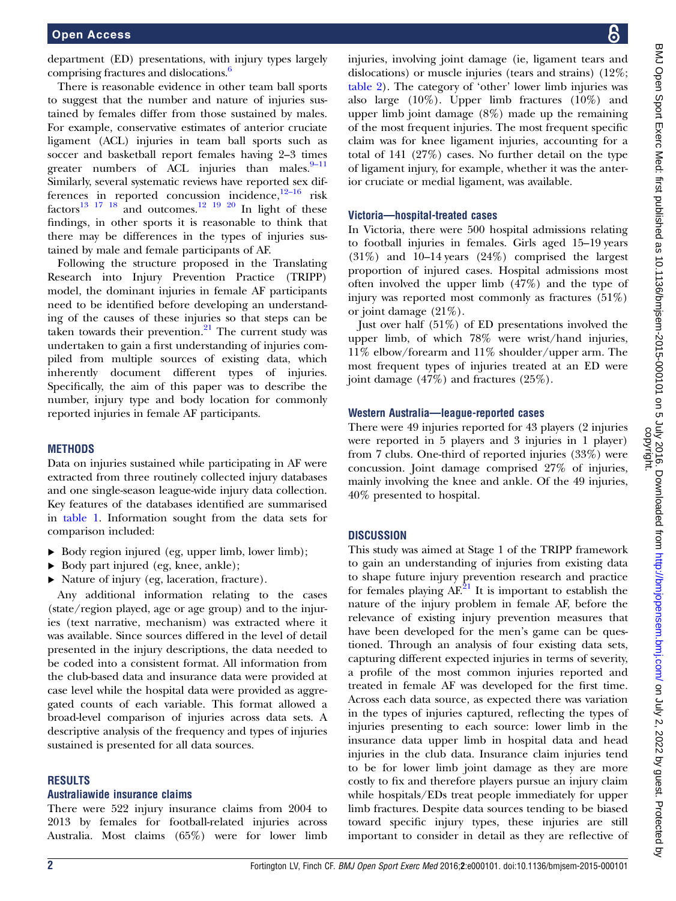department (ED) presentations, with injury types largely comprising fractures and dislocations.[6]

There is reasonable evidence in other team ball sports to suggest that the number and nature of injuries sustained by females differ from those sustained by males. For example, conservative estimates of anterior cruciate ligament (ACL) injuries in team ball sports such as soccer and basketball report females having 2–3 times greater numbers of ACL injuries than males.[9–11] Similarly, several systematic reviews have reported sex differences in reported concussion incidence,[12–16] risk factors[13 17 18] and outcomes.[12 19 20] In light of these findings, in other sports it is reasonable to think that there may be differences in the types of injuries sustained by male and female participants of AF.

Following the structure proposed in the Translating Research into Injury Prevention Practice (TRIPP) model, the dominant injuries in female AF participants need to be identified before developing an understanding of the causes of these injuries so that steps can be taken towards their prevention.[21] The current study was undertaken to gain a first understanding of injuries compiled from multiple sources of existing data, which inherently document different types of injuries. Specifically, the aim of this paper was to describe the number, injury type and body location for commonly reported injuries in female AF participants.

## METHODS

Data on injuries sustained while participating in AF were extracted from three routinely collected injury databases and one single-season league-wide injury data collection. Key features of the databases identified are summarised in table 1. Information sought from the data sets for comparison included:

- Body region injured (eg, upper limb, lower limb);
- Body part injured (eg, knee, ankle);
- Nature of injury (eg, laceration, fracture).

Any additional information relating to the cases (state/region played, age or age group) and to the injuries (text narrative, mechanism) was extracted where it was available. Since sources differed in the level of detail presented in the injury descriptions, the data needed to be coded into a consistent format. All information from the club-based data and insurance data were provided at case level while the hospital data were provided as aggregated counts of each variable. This format allowed a broad-level comparison of injuries across data sets. A descriptive analysis of the frequency and types of injuries sustained is presented for all data sources.

## RESULTS

### Australiawide insurance claims

There were 522 injury insurance claims from 2004 to 2013 by females for football-related injuries across Australia. Most claims (65%) were for lower limb injuries, involving joint damage (ie, ligament tears and dislocations) or muscle injuries (tears and strains) (12%; table 2). The category of 'other' lower limb injuries was also large (10%). Upper limb fractures (10%) and upper limb joint damage (8%) made up the remaining of the most frequent injuries. The most frequent specific claim was for knee ligament injuries, accounting for a total of 141 (27%) cases. No further detail on the type of ligament injury, for example, whether it was the anterior cruciate or medial ligament, was available.

### Victoria—hospital-treated cases

In Victoria, there were 500 hospital admissions relating to football injuries in females. Girls aged 15–19 years (31%) and 10–14 years (24%) comprised the largest proportion of injured cases. Hospital admissions most often involved the upper limb (47%) and the type of injury was reported most commonly as fractures (51%) or joint damage (21%).

Just over half (51%) of ED presentations involved the upper limb, of which 78% were wrist/hand injuries, 11% elbow/forearm and 11% shoulder/upper arm. The most frequent types of injuries treated at an ED were joint damage (47%) and fractures (25%).

### Western Australia—league-reported cases

There were 49 injuries reported for 43 players (2 injuries were reported in 5 players and 3 injuries in 1 player) from 7 clubs. One-third of reported injuries (33%) were concussion. Joint damage comprised 27% of injuries, mainly involving the knee and ankle. Of the 49 injuries, 40% presented to hospital.

## DISCUSSION

This study was aimed at Stage 1 of the TRIPP framework to gain an understanding of injuries from existing data to shape future injury prevention research and practice for females playing AF.[21] It is important to establish the nature of the injury problem in female AF, before the relevance of existing injury prevention measures that have been developed for the men's game can be questioned. Through an analysis of four existing data sets, capturing different expected injuries in terms of severity, a profile of the most common injuries reported and treated in female AF was developed for the first time. Across each data source, as expected there was variation in the types of injuries captured, reflecting the types of injuries presenting to each source: lower limb in the insurance data upper limb in hospital data and head injuries in the club data. Insurance claim injuries tend to be for lower limb joint damage as they are more costly to fix and therefore players pursue an injury claim while hospitals/EDs treat people immediately for upper limb fractures. Despite data sources tending to be biased toward specific injury types, these injuries are still important to consider in detail as they are reflective of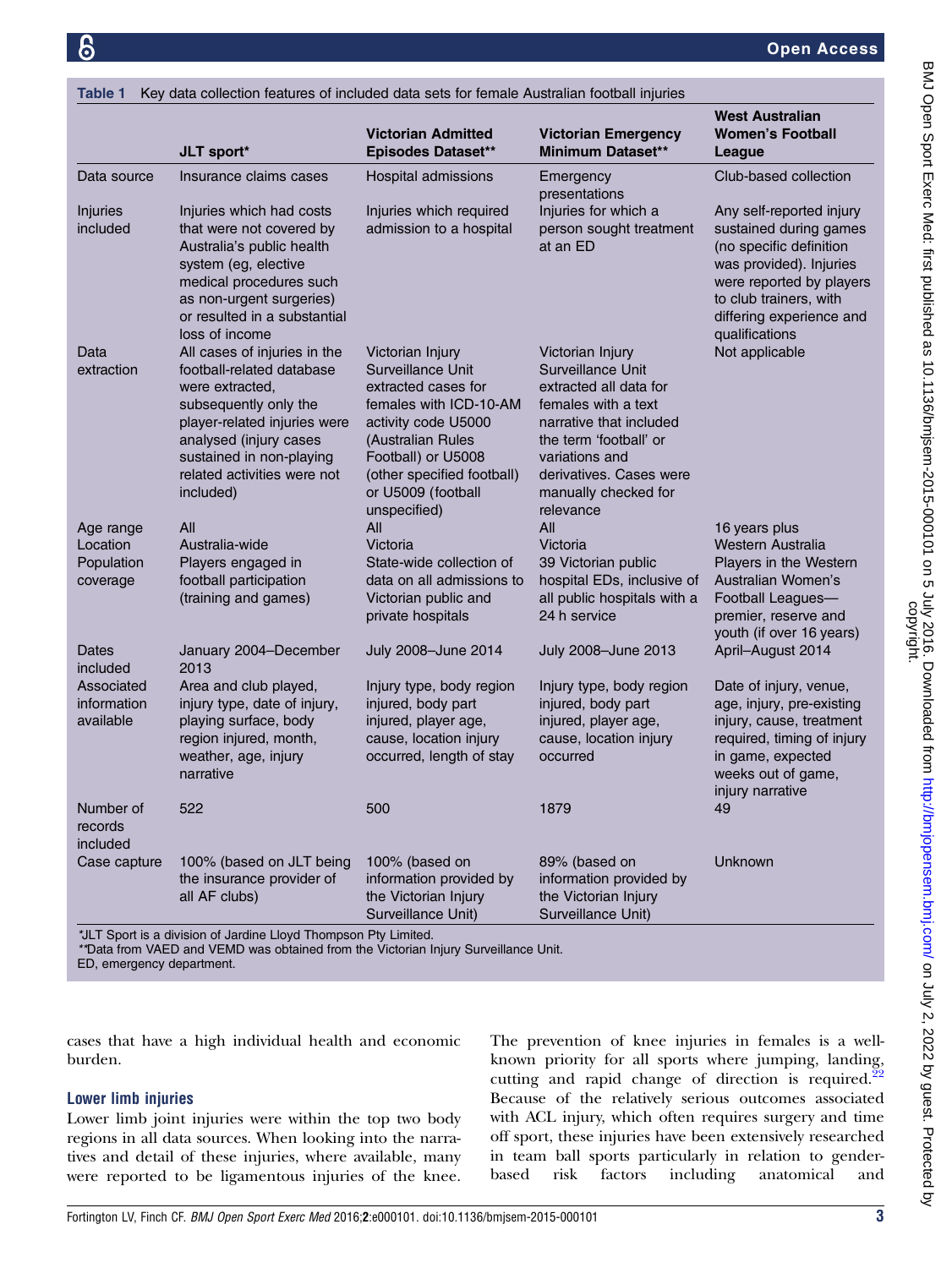**Table 1** Key data collection features of included data sets for female Australian football injuries

| | JLT sport* | Victorian Admitted Episodes Dataset** | Victorian Emergency Minimum Dataset** | West Australian Women's Football League |
|---|---|---|---|---|
| Data source | Insurance claims cases | Hospital admissions | Emergency presentations | Club-based collection |
| Injuries included | Injuries which had costs that were not covered by Australia's public health system (eg, elective medical procedures such as non-urgent surgeries) or resulted in a substantial loss of income | Injuries which required admission to a hospital | Injuries for which a person sought treatment at an ED | Any self-reported injury sustained during games (no specific definition was provided). Injuries were reported by players to club trainers, with differing experience and qualifications |
| Data extraction | All cases of injuries in the football-related database were extracted, subsequently only the player-related injuries were analysed (injury cases sustained in non-playing related activities were not included) | Victorian Injury Surveillance Unit extracted cases for females with ICD-10-AM activity code U5000 (Australian Rules Football) or U5008 (other specified football) or U5009 (football unspecified) | Victorian Injury Surveillance Unit extracted all data for females with a text narrative that included the term 'football' or variations and derivatives. Cases were manually checked for relevance | Not applicable |
| Age range | All | All | All | 16 years plus |
| Location | Australia-wide | Victoria | Victoria | Western Australia |
| Population coverage | Players engaged in football participation (training and games) | State-wide collection of data on all admissions to Victorian public and private hospitals | 39 Victorian public hospital EDs, inclusive of all public hospitals with a 24 h service | Players in the Western Australian Women's Football Leagues—premier, reserve and youth (if over 16 years) |
| Dates included | January 2004–December 2013 | July 2008–June 2014 | July 2008–June 2013 | April–August 2014 |
| Associated information available | Area and club played, injury type, date of injury, playing surface, body region injured, month, weather, age, injury narrative | Injury type, body region injured, body part injured, player age, cause, location injury occurred, length of stay | Injury type, body region injured, body part injured, player age, cause, location injury occurred | Date of injury, venue, age, injury, pre-existing injury, cause, treatment required, timing of injury in game, expected weeks out of game, injury narrative |
| Number of records included | 522 | 500 | 1879 | 49 |
| Case capture | 100% (based on JLT being the insurance provider of all AF clubs) | 100% (based on information provided by the Victorian Injury Surveillance Unit) | 89% (based on information provided by the Victorian Injury Surveillance Unit) | Unknown |

*JLT Sport is a division of Jardine Lloyd Thompson Pty Limited.
**Data from VAED and VEMD was obtained from the Victorian Injury Surveillance Unit.
ED, emergency department.

cases that have a high individual health and economic burden.

### Lower limb injuries

Lower limb joint injuries were within the top two body regions in all data sources. When looking into the narratives and detail of these injuries, where available, many were reported to be ligamentous injuries of the knee. The prevention of knee injuries in females is a well-known priority for all sports where jumping, landing, cutting and rapid change of direction is required.[22] Because of the relatively serious outcomes associated with ACL injury, which often requires surgery and time off sport, these injuries have been extensively researched in team ball sports particularly in relation to gender-based risk factors including anatomical and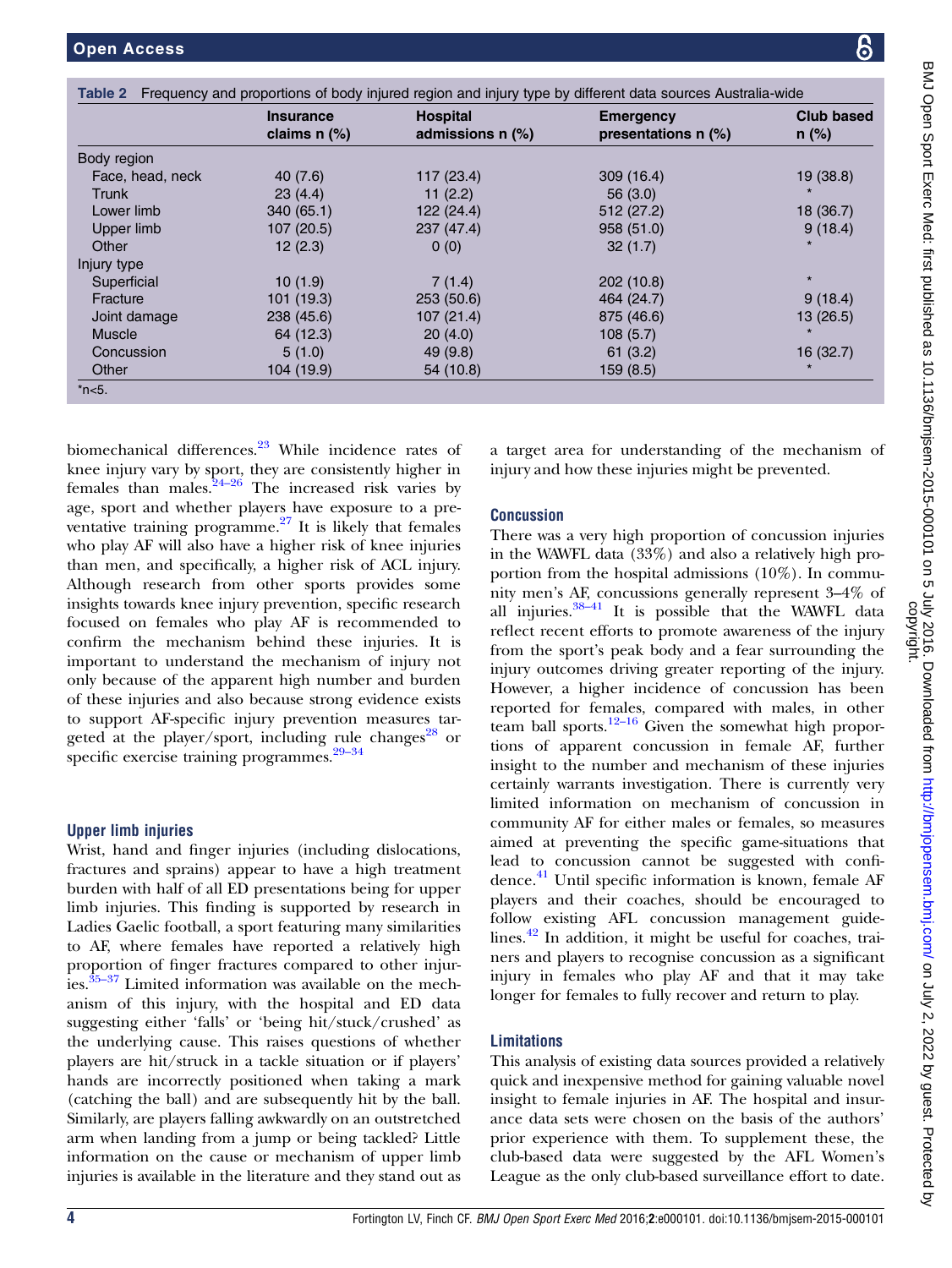**Table 2** Frequency and proportions of body injured region and injury type by different data sources Australia-wide

| | Insurance claims n (%) | Hospital admissions n (%) | Emergency presentations n (%) | Club based n (%) |
|---|---|---|---|---|
| Body region | | | | |
| Face, head, neck | 40 (7.6) | 117 (23.4) | 309 (16.4) | 19 (38.8) |
| Trunk | 23 (4.4) | 11 (2.2) | 56 (3.0) | * |
| Lower limb | 340 (65.1) | 122 (24.4) | 512 (27.2) | 18 (36.7) |
| Upper limb | 107 (20.5) | 237 (47.4) | 958 (51.0) | 9 (18.4) |
| Other | 12 (2.3) | 0 (0) | 32 (1.7) | * |
| Injury type | | | | |
| Superficial | 10 (1.9) | 7 (1.4) | 202 (10.8) | * |
| Fracture | 101 (19.3) | 253 (50.6) | 464 (24.7) | 9 (18.4) |
| Joint damage | 238 (45.6) | 107 (21.4) | 875 (46.6) | 13 (26.5) |
| Muscle | 64 (12.3) | 20 (4.0) | 108 (5.7) | * |
| Concussion | 5 (1.0) | 49 (9.8) | 61 (3.2) | 16 (32.7) |
| Other | 104 (19.9) | 54 (10.8) | 159 (8.5) | * |

*n<5.

biomechanical differences.[23] While incidence rates of knee injury vary by sport, they are consistently higher in females than males.[24–26] The increased risk varies by age, sport and whether players have exposure to a preventative training programme.[27] It is likely that females who play AF will also have a higher risk of knee injuries than men, and specifically, a higher risk of ACL injury. Although research from other sports provides some insights towards knee injury prevention, specific research focused on females who play AF is recommended to confirm the mechanism behind these injuries. It is important to understand the mechanism of injury not only because of the apparent high number and burden of these injuries and also because strong evidence exists to support AF-specific injury prevention measures targeted at the player/sport, including rule changes[28] or specific exercise training programmes.[29–34]

### Upper limb injuries

Wrist, hand and finger injuries (including dislocations, fractures and sprains) appear to have a high treatment burden with half of all ED presentations being for upper limb injuries. This finding is supported by research in Ladies Gaelic football, a sport featuring many similarities to AF, where females have reported a relatively high proportion of finger fractures compared to other injuries.[35–37] Limited information was available on the mechanism of this injury, with the hospital and ED data suggesting either 'falls' or 'being hit/stuck/crushed' as the underlying cause. This raises questions of whether players are hit/struck in a tackle situation or if players' hands are incorrectly positioned when taking a mark (catching the ball) and are subsequently hit by the ball. Similarly, are players falling awkwardly on an outstretched arm when landing from a jump or being tackled? Little information on the cause or mechanism of upper limb injuries is available in the literature and they stand out as a target area for understanding of the mechanism of injury and how these injuries might be prevented.

### Concussion

There was a very high proportion of concussion injuries in the WAWFL data (33%) and also a relatively high proportion from the hospital admissions (10%). In community men's AF, concussions generally represent 3–4% of all injuries.[38–41] It is possible that the WAWFL data reflect recent efforts to promote awareness of the injury from the sport's peak body and a fear surrounding the injury outcomes driving greater reporting of the injury. However, a higher incidence of concussion has been reported for females, compared with males, in other team ball sports.[12–16] Given the somewhat high proportions of apparent concussion in female AF, further insight to the number and mechanism of these injuries certainly warrants investigation. There is currently very limited information on mechanism of concussion in community AF for either males or females, so measures aimed at preventing the specific game-situations that lead to concussion cannot be suggested with confidence.[41] Until specific information is known, female AF players and their coaches, should be encouraged to follow existing AFL concussion management guidelines.[42] In addition, it might be useful for coaches, trainers and players to recognise concussion as a significant injury in females who play AF and that it may take longer for females to fully recover and return to play.

### Limitations

This analysis of existing data sources provided a relatively quick and inexpensive method for gaining valuable novel insight to female injuries in AF. The hospital and insurance data sets were chosen on the basis of the authors' prior experience with them. To supplement these, the club-based data were suggested by the AFL Women's League as the only club-based surveillance effort to date.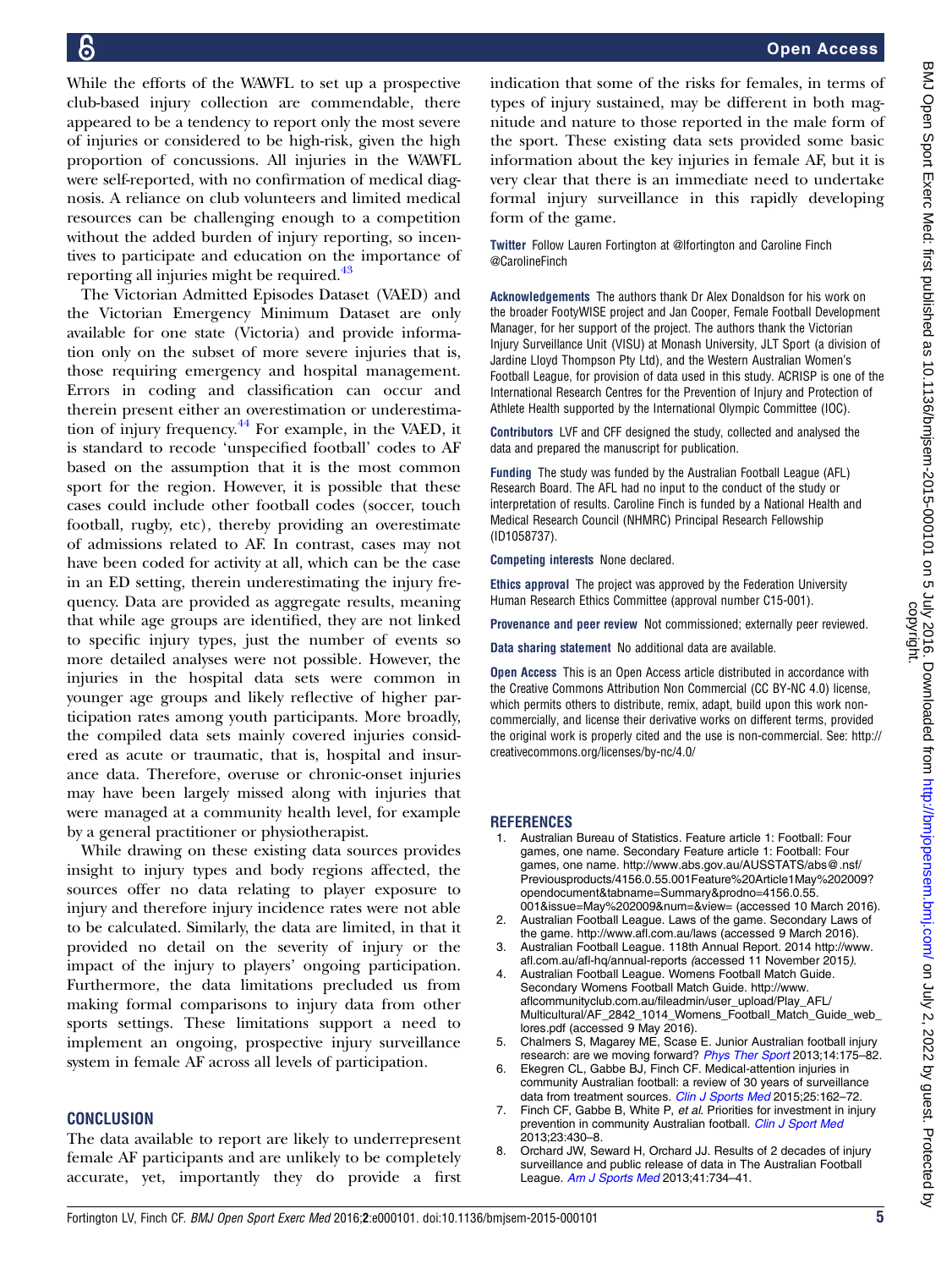While the efforts of the WAWFL to set up a prospective club-based injury collection are commendable, there appeared to be a tendency to report only the most severe of injuries or considered to be high-risk, given the high proportion of concussions. All injuries in the WAWFL were self-reported, with no confirmation of medical diagnosis. A reliance on club volunteers and limited medical resources can be challenging enough to a competition without the added burden of injury reporting, so incentives to participate and education on the importance of reporting all injuries might be required.[43]

The Victorian Admitted Episodes Dataset (VAED) and the Victorian Emergency Minimum Dataset are only available for one state (Victoria) and provide information only on the subset of more severe injuries that is, those requiring emergency and hospital management. Errors in coding and classification can occur and therein present either an overestimation or underestimation of injury frequency.[44] For example, in the VAED, it is standard to recode 'unspecified football' codes to AF based on the assumption that it is the most common sport for the region. However, it is possible that these cases could include other football codes (soccer, touch football, rugby, etc), thereby providing an overestimate of admissions related to AF. In contrast, cases may not have been coded for activity at all, which can be the case in an ED setting, therein underestimating the injury frequency. Data are provided as aggregate results, meaning that while age groups are identified, they are not linked to specific injury types, just the number of events so more detailed analyses were not possible. However, the injuries in the hospital data sets were common in younger age groups and likely reflective of higher participation rates among youth participants. More broadly, the compiled data sets mainly covered injuries considered as acute or traumatic, that is, hospital and insurance data. Therefore, overuse or chronic-onset injuries may have been largely missed along with injuries that were managed at a community health level, for example by a general practitioner or physiotherapist.

While drawing on these existing data sources provides insight to injury types and body regions affected, the sources offer no data relating to player exposure to injury and therefore injury incidence rates were not able to be calculated. Similarly, the data are limited, in that it provided no detail on the severity of injury or the impact of the injury to players' ongoing participation. Furthermore, the data limitations precluded us from making formal comparisons to injury data from other sports settings. These limitations support a need to implement an ongoing, prospective injury surveillance system in female AF across all levels of participation.

## CONCLUSION

The data available to report are likely to underrepresent female AF participants and are unlikely to be completely accurate, yet, importantly they do provide a first indication that some of the risks for females, in terms of types of injury sustained, may be different in both magnitude and nature to those reported in the male form of the sport. These existing data sets provided some basic information about the key injuries in female AF, but it is very clear that there is an immediate need to undertake formal injury surveillance in this rapidly developing form of the game.

**Twitter** Follow Lauren Fortington at @lfortington and Caroline Finch @CarolineFinch

**Acknowledgements** The authors thank Dr Alex Donaldson for his work on the broader FootyWISE project and Jan Cooper, Female Football Development Manager, for her support of the project. The authors thank the Victorian Injury Surveillance Unit (VISU) at Monash University, JLT Sport (a division of Jardine Lloyd Thompson Pty Ltd), and the Western Australian Women's Football League, for provision of data used in this study. ACRISP is one of the International Research Centres for the Prevention of Injury and Protection of Athlete Health supported by the International Olympic Committee (IOC).

**Contributors** LVF and CFF designed the study, collected and analysed the data and prepared the manuscript for publication.

**Funding** The study was funded by the Australian Football League (AFL) Research Board. The AFL had no input to the conduct of the study or interpretation of results. Caroline Finch is funded by a National Health and Medical Research Council (NHMRC) Principal Research Fellowship (ID1058737).

**Competing interests** None declared.

**Ethics approval** The project was approved by the Federation University Human Research Ethics Committee (approval number C15-001).

**Provenance and peer review** Not commissioned; externally peer reviewed.

**Data sharing statement** No additional data are available.

**Open Access** This is an Open Access article distributed in accordance with the Creative Commons Attribution Non Commercial (CC BY-NC 4.0) license, which permits others to distribute, remix, adapt, build upon this work non-commercially, and license their derivative works on different terms, provided the original work is properly cited and the use is non-commercial. See: http://creativecommons.org/licenses/by-nc/4.0/

## REFERENCES

1. Australian Bureau of Statistics. Feature article 1: Football: Four games, one name. Secondary Feature article 1: Football: Four games, one name. http://www.abs.gov.au/AUSSTATS/abs@.nsf/Previousproducts/4156.0.55.001Feature%20Article1May%202009?opendocument&tabname=Summary&prodno=4156.0.55.001&issue=May%202009&num=&view= (accessed 10 March 2016).
2. Australian Football League. Laws of the game. Secondary Laws of the game. http://www.afl.com.au/laws (accessed 9 March 2016).
3. Australian Football League. 118th Annual Report. 2014 http://www.afl.com.au/afl-hq/annual-reports (accessed 11 November 2015).
4. Australian Football League. Womens Football Match Guide. Secondary Womens Football Match Guide. http://www.aflcommunityclub.com.au/fileadmin/user_upload/Play_AFL/Multicultural/AF_2842_1014_Womens_Football_Match_Guide_web_lores.pdf (accessed 9 May 2016).
5. Chalmers S, Magarey ME, Scase E. Junior Australian football injury research: are we moving forward? *Phys Ther Sport* 2013;14:175–82.
6. Ekegren CL, Gabbe BJ, Finch CF. Medical-attention injuries in community Australian football: a review of 30 years of surveillance data from treatment sources. *Clin J Sports Med* 2015;25:162–72.
7. Finch CF, Gabbe B, White P, *et al*. Priorities for investment in injury prevention in community Australian football. *Clin J Sport Med* 2013;23:430–8.
8. Orchard JW, Seward H, Orchard JJ. Results of 2 decades of injury surveillance and public release of data in The Australian Football League. *Am J Sports Med* 2013;41:734–41.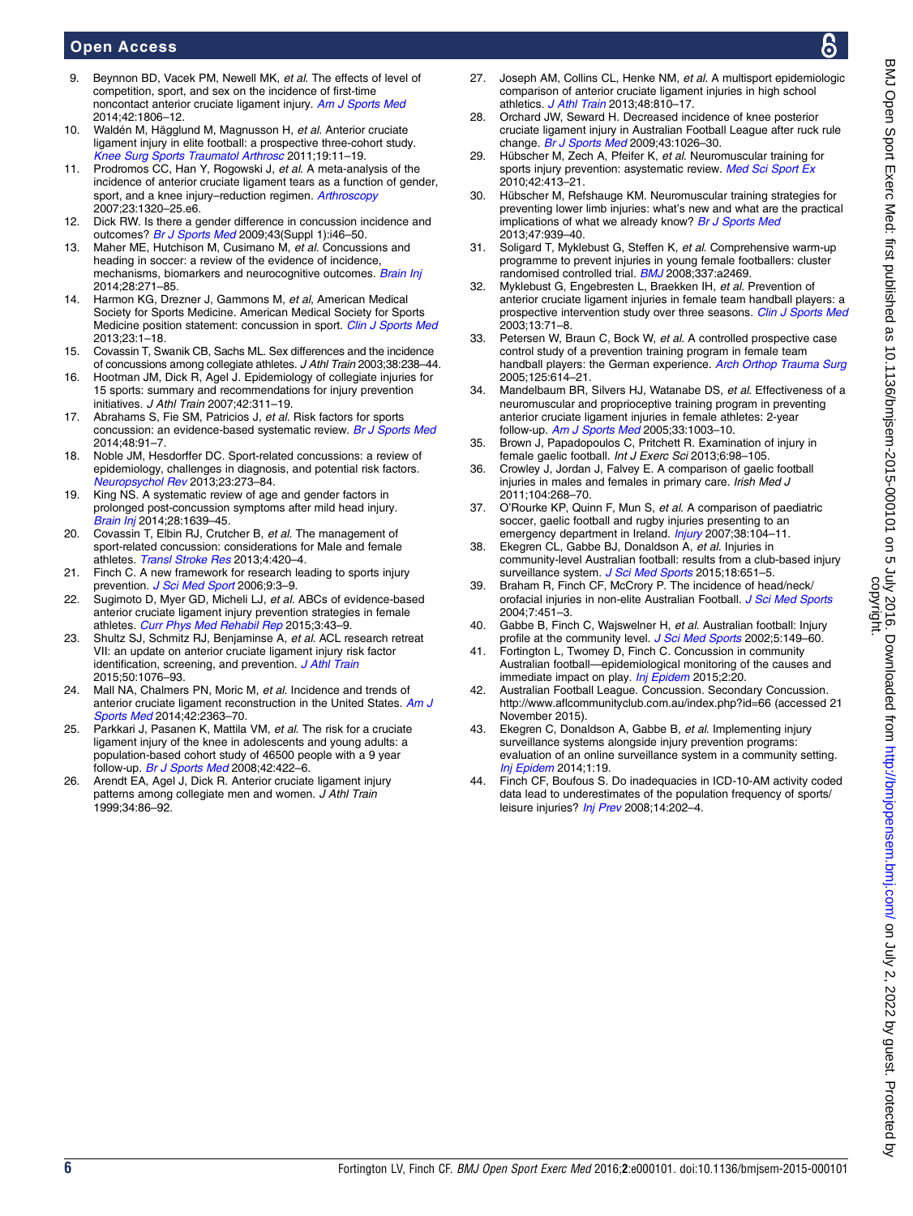9. Beynnon BD, Vacek PM, Newell MK, *et al*. The effects of level of competition, sport, and sex on the incidence of first-time noncontact anterior cruciate ligament injury. *Am J Sports Med* 2014;42:1806–12.
10. Waldén M, Hägglund M, Magnusson H, *et al*. Anterior cruciate ligament injury in elite football: a prospective three-cohort study. *Knee Surg Sports Traumatol Arthrosc* 2011;19:11–19.
11. Prodromos CC, Han Y, Rogowski J, *et al*. A meta-analysis of the incidence of anterior cruciate ligament tears as a function of gender, sport, and a knee injury–reduction regimen. *Arthroscopy* 2007;23:1320–25.e6.
12. Dick RW. Is there a gender difference in concussion incidence and outcomes? *Br J Sports Med* 2009;43(Suppl 1):i46–50.
13. Maher ME, Hutchison M, Cusimano M, *et al*. Concussions and heading in soccer: a review of the evidence of incidence, mechanisms, biomarkers and neurocognitive outcomes. *Brain Inj* 2014;28:271–85.
14. Harmon KG, Drezner J, Gammons M, *et al*, American Medical Society for Sports Medicine. American Medical Society for Sports Medicine position statement: concussion in sport. *Clin J Sports Med* 2013;23:1–18.
15. Covassin T, Swanik CB, Sachs ML. Sex differences and the incidence of concussions among collegiate athletes. *J Athl Train* 2003;38:238–44.
16. Hootman JM, Dick R, Agel J. Epidemiology of collegiate injuries for 15 sports: summary and recommendations for injury prevention initiatives. *J Athl Train* 2007;42:311–19.
17. Abrahams S, Fie SM, Patricios J, *et al*. Risk factors for sports concussion: an evidence-based systematic review. *Br J Sports Med* 2014;48:91–7.
18. Noble JM, Hesdorffer DC. Sport-related concussions: a review of epidemiology, challenges in diagnosis, and potential risk factors. *Neuropsychol Rev* 2013;23:273–84.
19. King NS. A systematic review of age and gender factors in prolonged post-concussion symptoms after mild head injury. *Brain Inj* 2014;28:1639–45.
20. Covassin T, Elbin RJ, Crutcher B, *et al*. The management of sport-related concussion: considerations for Male and female athletes. *Transl Stroke Res* 2013;4:420–4.
21. Finch C. A new framework for research leading to sports injury prevention. *J Sci Med Sport* 2006;9:3–9.
22. Sugimoto D, Myer GD, Micheli LJ, *et al*. ABCs of evidence-based anterior cruciate ligament injury prevention strategies in female athletes. *Curr Phys Med Rehabil Rep* 2015;3:43–9.
23. Shultz SJ, Schmitz RJ, Benjaminse A, *et al*. ACL research retreat VII: an update on anterior cruciate ligament injury risk factor identification, screening, and prevention. *J Athl Train* 2015;50:1076–93.
24. Mall NA, Chalmers PN, Moric M, *et al*. Incidence and trends of anterior cruciate ligament reconstruction in the United States. *Am J Sports Med* 2014;42:2363–70.
25. Parkkari J, Pasanen K, Mattila VM, *et al*. The risk for a cruciate ligament injury of the knee in adolescents and young adults: a population-based cohort study of 46500 people with a 9 year follow-up. *Br J Sports Med* 2008;42:422–6.
26. Arendt EA, Agel J, Dick R. Anterior cruciate ligament injury patterns among collegiate men and women. *J Athl Train* 1999;34:86–92.
27. Joseph AM, Collins CL, Henke NM, *et al*. A multisport epidemiologic comparison of anterior cruciate ligament injuries in high school athletics. *J Athl Train* 2013;48:810–17.
28. Orchard JW, Seward H. Decreased incidence of knee posterior cruciate ligament injury in Australian Football League after ruck rule change. *Br J Sports Med* 2009;43:1026–30.
29. Hübscher M, Zech A, Pfeifer K, *et al*. Neuromuscular training for sports injury prevention: asystematic review. *Med Sci Sport Ex* 2010;42:413–21.
30. Hübscher M, Refshauge KM. Neuromuscular training strategies for preventing lower limb injuries: what's new and what are the practical implications of what we already know? *Br J Sports Med* 2013;47:939–40.
31. Soligard T, Myklebust G, Steffen K, *et al*. Comprehensive warm-up programme to prevent injuries in young female footballers: cluster randomised controlled trial. *BMJ* 2008;337:a2469.
32. Myklebust G, Engebresten L, Braekken IH, *et al*. Prevention of anterior cruciate ligament injuries in female team handball players: a prospective intervention study over three seasons. *Clin J Sports Med* 2003;13:71–8.
33. Petersen W, Braun C, Bock W, *et al*. A controlled prospective case control study of a prevention training program in female team handball players: the German experience. *Arch Orthop Trauma Surg* 2005;125:614–21.
34. Mandelbaum BR, Silvers HJ, Watanabe DS, *et al*. Effectiveness of a neuromuscular and proprioceptive training program in preventing anterior cruciate ligament injuries in female athletes: 2-year follow-up. *Am J Sports Med* 2005;33:1003–10.
35. Brown J, Papadopoulos C, Pritchett R. Examination of injury in female gaelic football. *Int J Exerc Sci* 2013;6:98–105.
36. Crowley J, Jordan J, Falvey E. A comparison of gaelic football injuries in males and females in primary care. *Irish Med J* 2011;104:268–70.
37. O'Rourke KP, Quinn F, Mun S, *et al*. A comparison of paediatric soccer, gaelic football and rugby injuries presenting to an emergency department in Ireland. *Injury* 2007;38:104–11.
38. Ekegren CL, Gabbe BJ, Donaldson A, *et al*. Injuries in community-level Australian football: results from a club-based injury surveillance system. *J Sci Med Sports* 2015;18:651–5.
39. Braham R, Finch CF, McCrory P. The incidence of head/neck/orofacial injuries in non-elite Australian Football. *J Sci Med Sports* 2004;7:451–3.
40. Gabbe B, Finch C, Wajswelner H, *et al*. Australian football: Injury profile at the community level. *J Sci Med Sports* 2002;5:149–60.
41. Fortington L, Twomey D, Finch C. Concussion in community Australian football—epidemiological monitoring of the causes and immediate impact on play. *Inj Epidem* 2015;2:20.
42. Australian Football League. Concussion. Secondary Concussion. http://www.aflcommunityclub.com.au/index.php?id=66 (accessed 21 November 2015).
43. Ekegren C, Donaldson A, Gabbe B, *et al*. Implementing injury surveillance systems alongside injury prevention programs: evaluation of an online surveillance system in a community setting. *Inj Epidem* 2014;1:19.
44. Finch CF, Boufous S. Do inadequacies in ICD-10-AM activity coded data lead to underestimates of the population frequency of sports/leisure injuries? *Inj Prev* 2008;14:202–4.